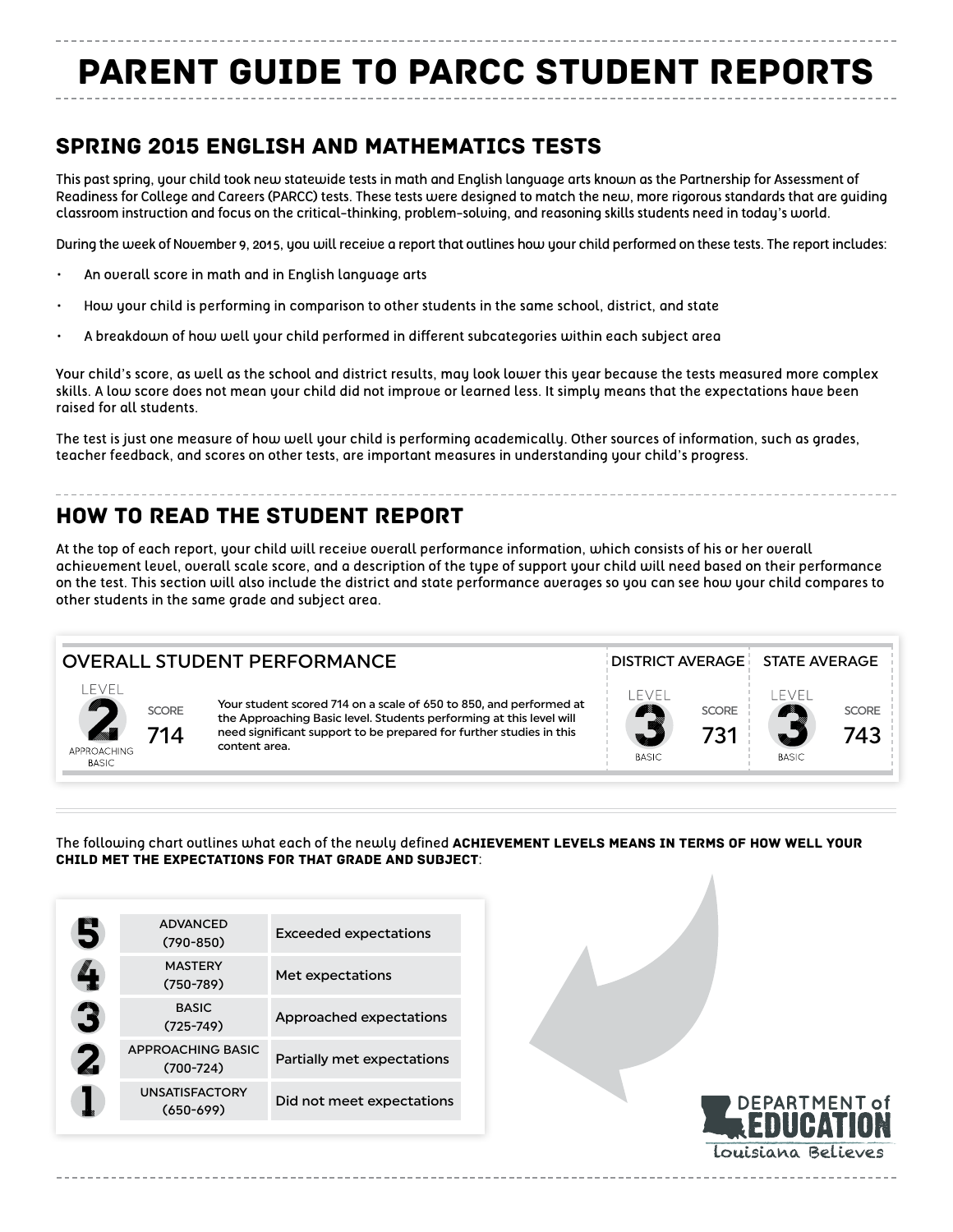# PARENT GUIDE TO PARCC STUDENT REPORTS

## SPRING 2015 ENGLISH AND MATHEMATICS TESTS

This past spring, your child took new statewide tests in math and English language arts known as the Partnership for Assessment of Readiness for College and Careers (PARCC) tests. These tests were designed to match the new, more rigorous standards that are guiding classroom instruction and focus on the critical-thinking, problem-solving, and reasoning skills students need in today's world.

During the week of November 9, 2015, you will receive a report that outlines how your child performed on these tests. The report includes:

- An overall score in math and in English language arts
- How your child is performing in comparison to other students in the same school, district, and state
- A breakdown of how well your child performed in different subcategories within each subject area

Your child's score, as well as the school and district results, may look lower this year because the tests measured more complex skills. A low score does not mean your child did not improve or learned less. It simply means that the expectations have been raised for all students.

The test is just one measure of how well your child is performing academically. Other sources of information, such as grades, teacher feedback, and scores on other tests, are important measures in understanding your child's progress.

## HOW TO READ THE STUDENT REPORT

At the top of each report, your child will receive overall performance information, which consists of his or her overall achievement level, overall scale score, and a description of the type of support your child will need based on their performance on the test. This section will also include the district and state performance averages so you can see how your child compares to other students in the same grade and subject area.

| OVERALL STUDENT PERFORMANCE | | | DISTRICT AVERAGE | | STATE AVERAGE | |
|---|---|---|---|---|---|---|
| LEVEL 2 APPROACHING BASIC | SCORE 714 | Your student scored 714 on a scale of 650 to 850, and performed at the Approaching Basic level. Students performing at this level will need significant support to be prepared for further studies in this content area. | LEVEL 3 BASIC | SCORE 731 | LEVEL 3 BASIC | SCORE 743 |

The following chart outlines what each of the newly defined **ACHIEVEMENT LEVELS MEANS IN TERMS OF HOW WELL YOUR CHILD MET THE EXPECTATIONS FOR THAT GRADE AND SUBJECT**:

| Level | Achievement Level | Description |
|---|---|---|
| 5 | ADVANCED (790-850) | Exceeded expectations |
| 4 | MASTERY (750-789) | Met expectations |
| 3 | BASIC (725-749) | Approached expectations |
| 2 | APPROACHING BASIC (700-724) | Partially met expectations |
| 1 | UNSATISFACTORY (650-699) | Did not meet expectations |

DEPARTMENT of EDUCATION
Louisiana Believes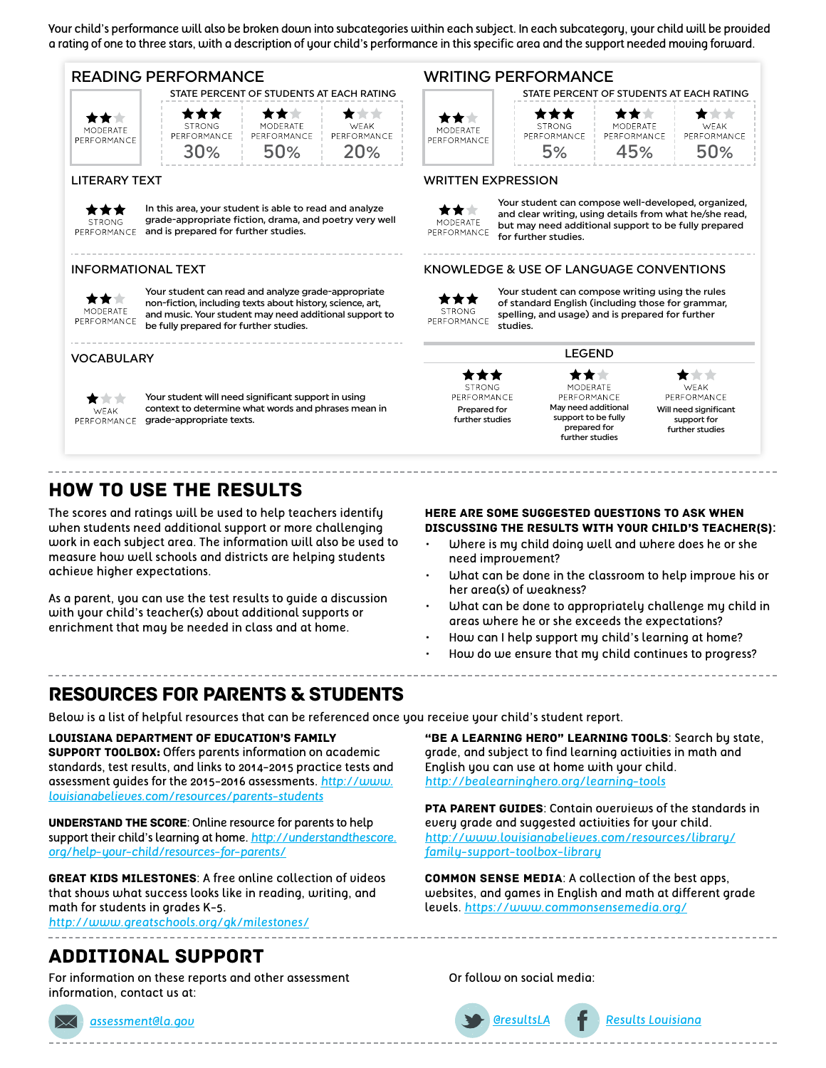Your child's performance will also be broken down into subcategories within each subject. In each subcategory, your child will be provided a rating of one to three stars, with a description of your child's performance in this specific area and the support needed moving forward.

## READING PERFORMANCE

★★☆ MODERATE PERFORMANCE

STATE PERCENT OF STUDENTS AT EACH RATING

| ★★★ STRONG PERFORMANCE | ★★☆ MODERATE PERFORMANCE | ★☆☆ WEAK PERFORMANCE |
|---|---|---|
| 30% | 50% | 20% |

### LITERARY TEXT

★★★ STRONG PERFORMANCE

In this area, your student is able to read and analyze grade-appropriate fiction, drama, and poetry very well and is prepared for further studies.

### INFORMATIONAL TEXT

★★☆ MODERATE PERFORMANCE

Your student can read and analyze grade-appropriate non-fiction, including texts about history, science, art, and music. Your student may need additional support to be fully prepared for further studies.

### VOCABULARY

★☆☆ WEAK PERFORMANCE

Your student will need significant support in using context to determine what words and phrases mean in grade-appropriate texts.

## WRITING PERFORMANCE

★★☆ MODERATE PERFORMANCE

STATE PERCENT OF STUDENTS AT EACH RATING

| ★★★ STRONG PERFORMANCE | ★★☆ MODERATE PERFORMANCE | ★☆☆ WEAK PERFORMANCE |
|---|---|---|
| 5% | 45% | 50% |

### WRITTEN EXPRESSION

★★☆ MODERATE PERFORMANCE

Your student can compose well-developed, organized, and clear writing, using details from what he/she read, but may need additional support to be fully prepared for further studies.

### KNOWLEDGE & USE OF LANGUAGE CONVENTIONS

★★★ STRONG PERFORMANCE

Your student can compose writing using the rules of standard English (including those for grammar, spelling, and usage) and is prepared for further studies.

### LEGEND

| ★★★ STRONG PERFORMANCE | ★★☆ MODERATE PERFORMANCE | ★☆☆ WEAK PERFORMANCE |
|---|---|---|
| Prepared for further studies | May need additional support to be fully prepared for further studies | Will need significant support for further studies |

## HOW TO USE THE RESULTS

The scores and ratings will be used to help teachers identify when students need additional support or more challenging work in each subject area. The information will also be used to measure how well schools and districts are helping students achieve higher expectations.

As a parent, you can use the test results to guide a discussion with your child's teacher(s) about additional supports or enrichment that may be needed in class and at home.

**HERE ARE SOME SUGGESTED QUESTIONS TO ASK WHEN DISCUSSING THE RESULTS WITH YOUR CHILD'S TEACHER(S):**

- Where is my child doing well and where does he or she need improvement?
- What can be done in the classroom to help improve his or her area(s) of weakness?
- What can be done to appropriately challenge my child in areas where he or she exceeds the expectations?
- How can I help support my child's learning at home?
- How do we ensure that my child continues to progress?

## RESOURCES FOR PARENTS & STUDENTS

Below is a list of helpful resources that can be referenced once you receive your child's student report.

**LOUISIANA DEPARTMENT OF EDUCATION'S FAMILY SUPPORT TOOLBOX:** Offers parents information on academic standards, test results, and links to 2014-2015 practice tests and assessment guides for the 2015-2016 assessments. http://www.louisianabelieves.com/resources/parents-students

**UNDERSTAND THE SCORE**: Online resource for parents to help support their child's learning at home. http://understandthescore.org/help-your-child/resources-for-parents/

**GREAT KIDS MILESTONES**: A free online collection of videos that shows what success looks like in reading, writing, and math for students in grades K-5. http://www.greatschools.org/gk/milestones/

**"BE A LEARNING HERO" LEARNING TOOLS**: Search by state, grade, and subject to find learning activities in math and English you can use at home with your child. http://bealearninghero.org/learning-tools

**PTA PARENT GUIDES**: Contain overviews of the standards in every grade and suggested activities for your child. http://www.louisianabelieves.com/resources/library/family-support-toolbox-library

**COMMON SENSE MEDIA**: A collection of the best apps, websites, and games in English and math at different grade levels. https://www.commonsensemedia.org/

## ADDITIONAL SUPPORT

For information on these reports and other assessment information, contact us at:

assessment@la.gov

Or follow on social media:

@resultsLA

Results Louisiana